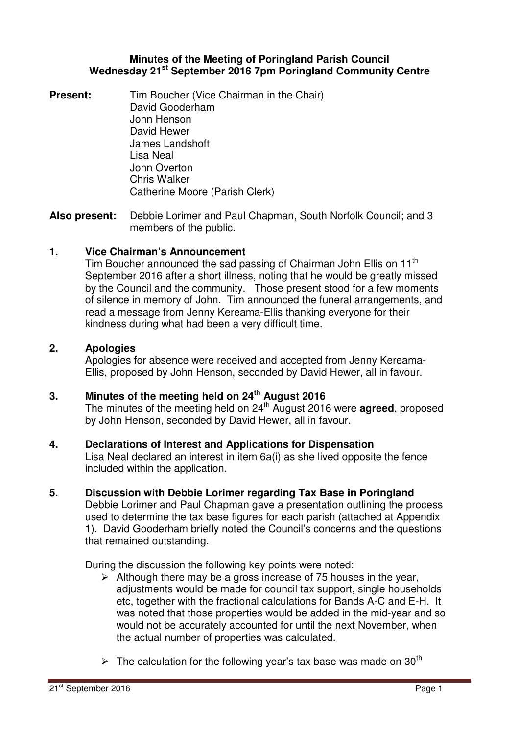**Minutes of the Meeting of Poringland Parish Council**
**Wednesday 21st September 2016 7pm Poringland Community Centre**

**Present:**
Tim Boucher (Vice Chairman in the Chair)
David Gooderham
John Henson
David Hewer
James Landshoft
Lisa Neal
John Overton
Chris Walker
Catherine Moore (Parish Clerk)

**Also present:** Debbie Lorimer and Paul Chapman, South Norfolk Council; and 3 members of the public.

## 1. Vice Chairman's Announcement

Tim Boucher announced the sad passing of Chairman John Ellis on 11th September 2016 after a short illness, noting that he would be greatly missed by the Council and the community. Those present stood for a few moments of silence in memory of John. Tim announced the funeral arrangements, and read a message from Jenny Kereama-Ellis thanking everyone for their kindness during what had been a very difficult time.

## 2. Apologies

Apologies for absence were received and accepted from Jenny Kereama-Ellis, proposed by John Henson, seconded by David Hewer, all in favour.

## 3. Minutes of the meeting held on 24th August 2016

The minutes of the meeting held on 24th August 2016 were **agreed**, proposed by John Henson, seconded by David Hewer, all in favour.

## 4. Declarations of Interest and Applications for Dispensation

Lisa Neal declared an interest in item 6a(i) as she lived opposite the fence included within the application.

## 5. Discussion with Debbie Lorimer regarding Tax Base in Poringland

Debbie Lorimer and Paul Chapman gave a presentation outlining the process used to determine the tax base figures for each parish (attached at Appendix 1). David Gooderham briefly noted the Council's concerns and the questions that remained outstanding.

During the discussion the following key points were noted:

- Although there may be a gross increase of 75 houses in the year, adjustments would be made for council tax support, single households etc, together with the fractional calculations for Bands A-C and E-H. It was noted that those properties would be added in the mid-year and so would not be accurately accounted for until the next November, when the actual number of properties was calculated.
- The calculation for the following year's tax base was made on 30th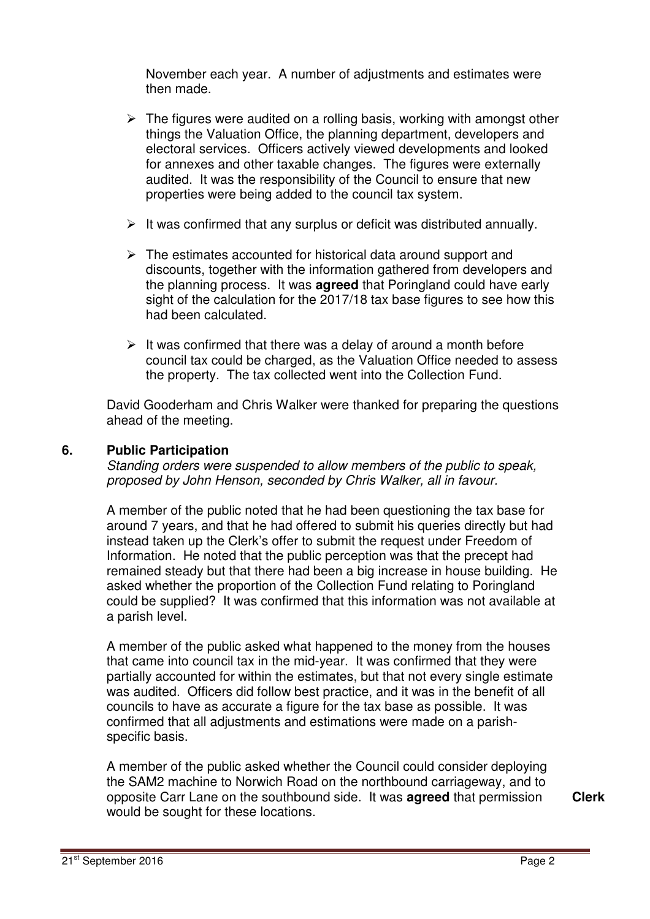November each year. A number of adjustments and estimates were then made.

- The figures were audited on a rolling basis, working with amongst other things the Valuation Office, the planning department, developers and electoral services. Officers actively viewed developments and looked for annexes and other taxable changes. The figures were externally audited. It was the responsibility of the Council to ensure that new properties were being added to the council tax system.
- It was confirmed that any surplus or deficit was distributed annually.
- The estimates accounted for historical data around support and discounts, together with the information gathered from developers and the planning process. It was **agreed** that Poringland could have early sight of the calculation for the 2017/18 tax base figures to see how this had been calculated.
- It was confirmed that there was a delay of around a month before council tax could be charged, as the Valuation Office needed to assess the property. The tax collected went into the Collection Fund.

David Gooderham and Chris Walker were thanked for preparing the questions ahead of the meeting.

## 6. Public Participation

*Standing orders were suspended to allow members of the public to speak, proposed by John Henson, seconded by Chris Walker, all in favour.*

A member of the public noted that he had been questioning the tax base for around 7 years, and that he had offered to submit his queries directly but had instead taken up the Clerk's offer to submit the request under Freedom of Information. He noted that the public perception was that the precept had remained steady but that there had been a big increase in house building. He asked whether the proportion of the Collection Fund relating to Poringland could be supplied? It was confirmed that this information was not available at a parish level.

A member of the public asked what happened to the money from the houses that came into council tax in the mid-year. It was confirmed that they were partially accounted for within the estimates, but that not every single estimate was audited. Officers did follow best practice, and it was in the benefit of all councils to have as accurate a figure for the tax base as possible. It was confirmed that all adjustments and estimations were made on a parish-specific basis.

A member of the public asked whether the Council could consider deploying the SAM2 machine to Norwich Road on the northbound carriageway, and to opposite Carr Lane on the southbound side. It was **agreed** that permission would be sought for these locations. **Clerk**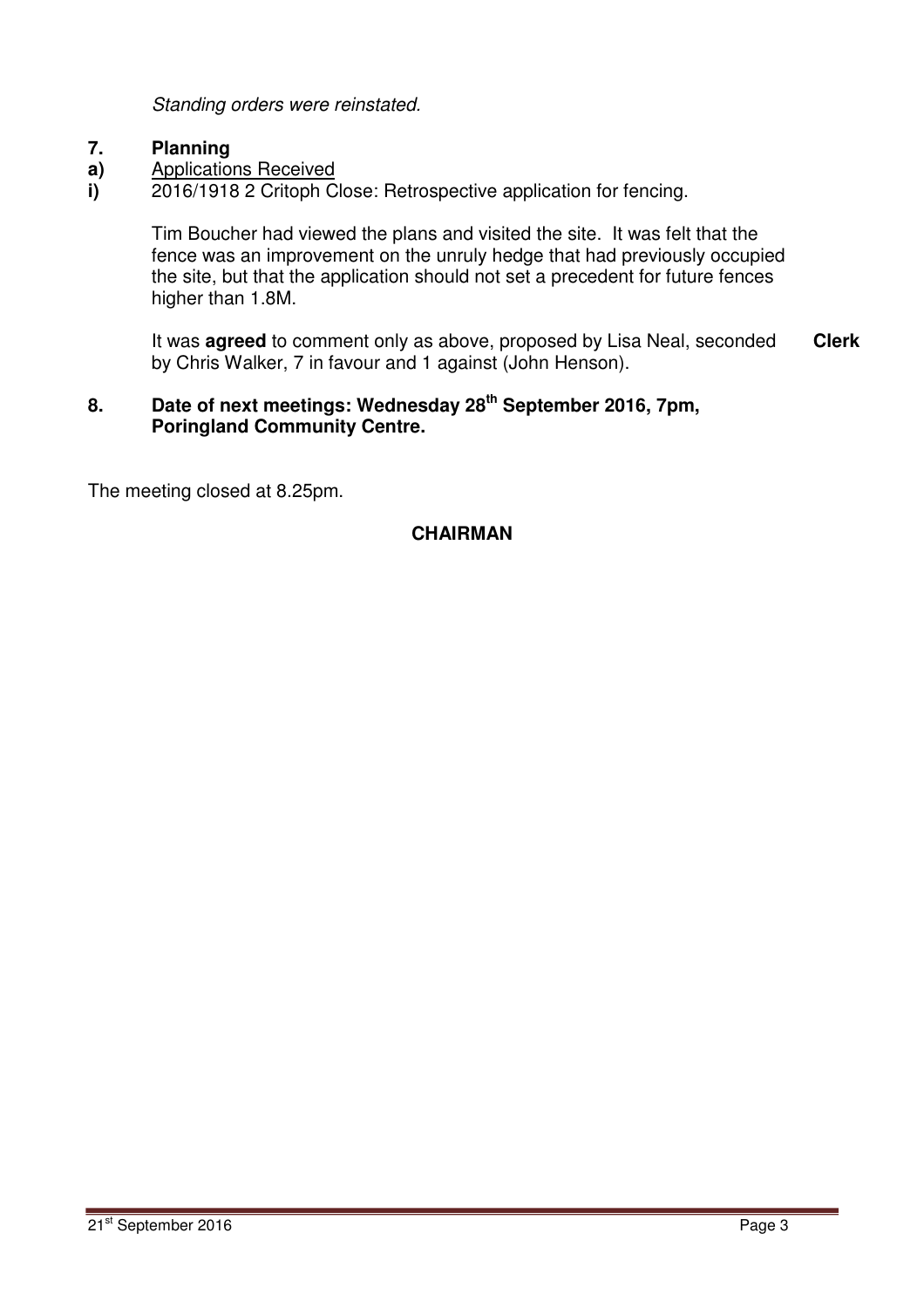*Standing orders were reinstated.*

**7. Planning**

**a)** Applications Received

**i)** 2016/1918 2 Critoph Close: Retrospective application for fencing.

Tim Boucher had viewed the plans and visited the site. It was felt that the fence was an improvement on the unruly hedge that had previously occupied the site, but that the application should not set a precedent for future fences higher than 1.8M.

It was **agreed** to comment only as above, proposed by Lisa Neal, seconded by Chris Walker, 7 in favour and 1 against (John Henson). **Clerk**

**8. Date of next meetings: Wednesday 28th September 2016, 7pm, Poringland Community Centre.**

The meeting closed at 8.25pm.

**CHAIRMAN**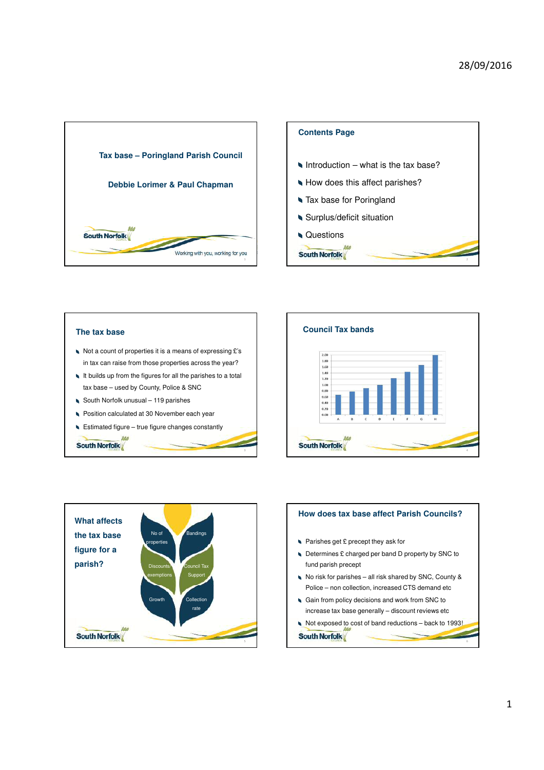## Tax base – Poringland Parish Council

**Debbie Lorimer & Paul Chapman**

Working with you, working for you

## Contents Page

- Introduction – what is the tax base?
- How does this affect parishes?
- Tax base for Poringland
- Surplus/deficit situation
- Questions

## The tax base

- Not a count of properties it is a means of expressing £'s in tax can raise from those properties across the year?
- It builds up from the figures for all the parishes to a total tax base – used by County, Police & SNC
- South Norfolk unusual – 119 parishes
- Position calculated at 30 November each year
- Estimated figure – true figure changes constantly

## Council Tax bands

## What affects the tax base figure for a parish?

- No of properties
- Bandings
- Discounts exemptions
- Council Tax Support
- Growth
- Collection rate

## How does tax base affect Parish Councils?

- Parishes get £ precept they ask for
- Determines £ charged per band D property by SNC to fund parish precept
- No risk for parishes – all risk shared by SNC, County & Police – non collection, increased CTS demand etc
- Gain from policy decisions and work from SNC to increase tax base generally – discount reviews etc
- Not exposed to cost of band reductions – back to 1993!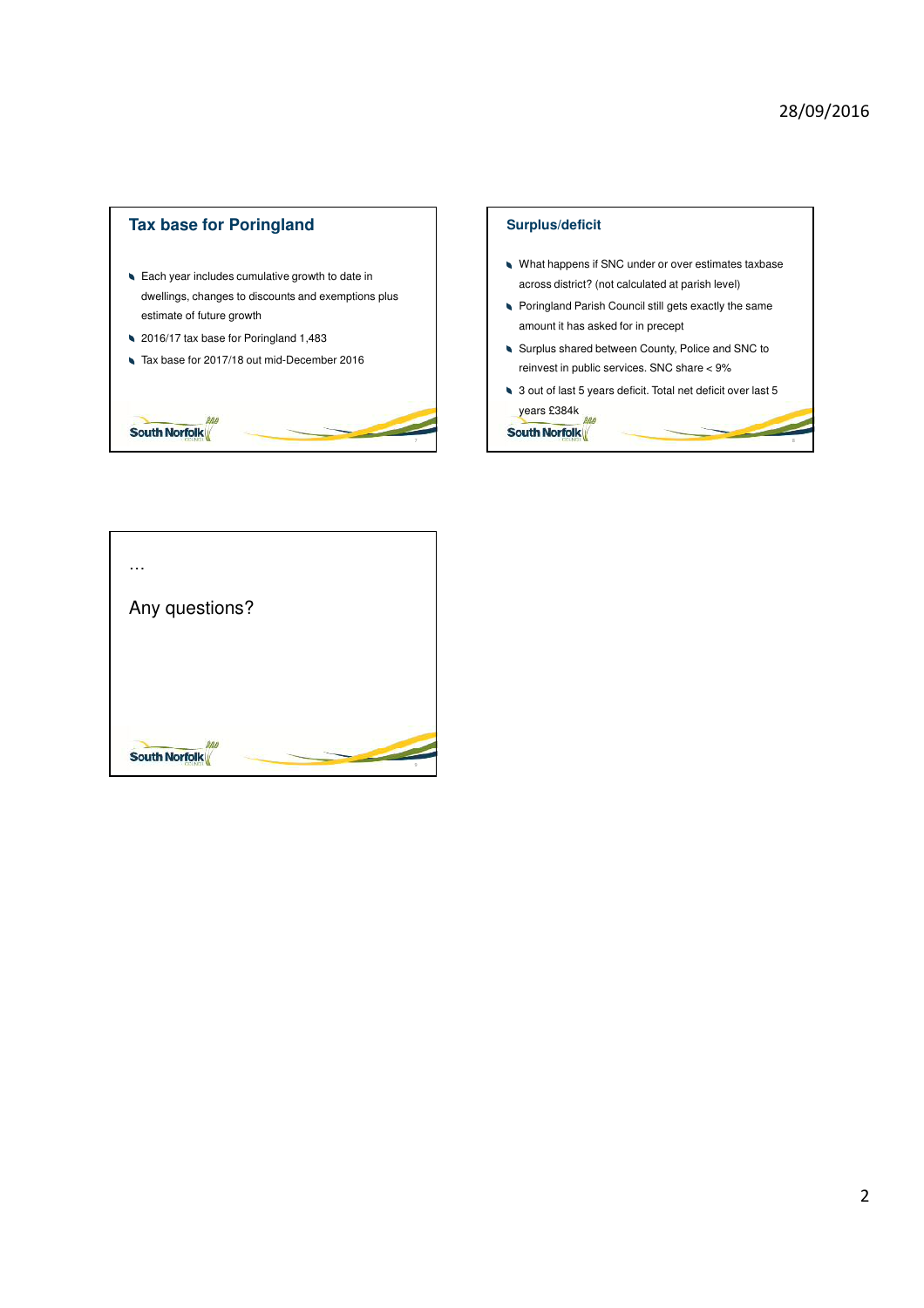## Tax base for Poringland

- Each year includes cumulative growth to date in dwellings, changes to discounts and exemptions plus estimate of future growth
- 2016/17 tax base for Poringland 1,483
- Tax base for 2017/18 out mid-December 2016

## Surplus/deficit

- What happens if SNC under or over estimates taxbase across district? (not calculated at parish level)
- Poringland Parish Council still gets exactly the same amount it has asked for in precept
- Surplus shared between County, Police and SNC to reinvest in public services. SNC share < 9%
- 3 out of last 5 years deficit. Total net deficit over last 5 years £384k

…

Any questions?